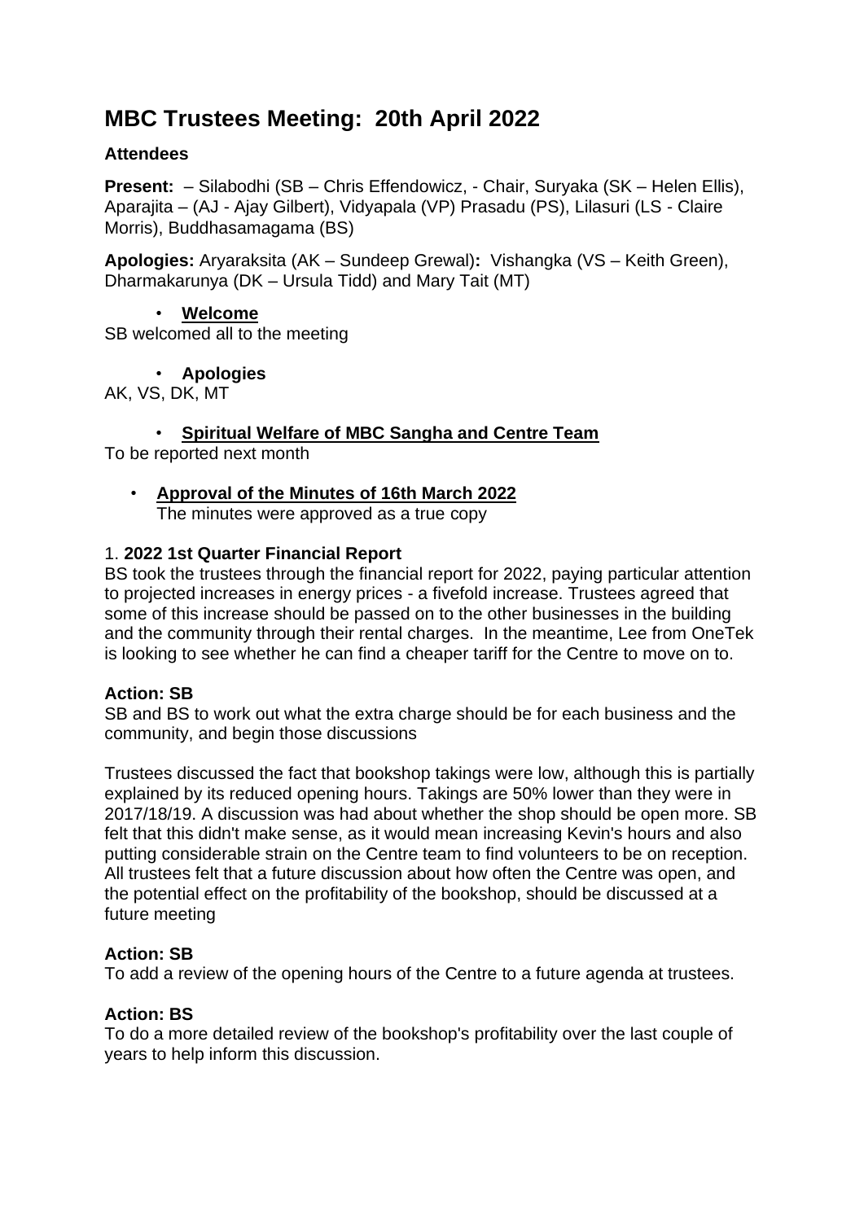# MBC Trustees Meeting: 20th April 2022

**Attendees**

**Present:** – Silabodhi (SB – Chris Effendowicz, - Chair, Suryaka (SK – Helen Ellis), Aparajita – (AJ - Ajay Gilbert), Vidyapala (VP) Prasadu (PS), Lilasuri (LS - Claire Morris), Buddhasamagama (BS)

**Apologies:** Aryaraksita (AK – Sundeep Grewal)**:** Vishangka (VS – Keith Green), Dharmakarunya (DK – Ursula Tidd) and Mary Tait (MT)

- **Welcome**

SB welcomed all to the meeting

- **Apologies**

AK, VS, DK, MT

- **Spiritual Welfare of MBC Sangha and Centre Team**

To be reported next month

- **Approval of the Minutes of 16th March 2022**

  The minutes were approved as a true copy

1. **2022 1st Quarter Financial Report**

BS took the trustees through the financial report for 2022, paying particular attention to projected increases in energy prices - a fivefold increase. Trustees agreed that some of this increase should be passed on to the other businesses in the building and the community through their rental charges. In the meantime, Lee from OneTek is looking to see whether he can find a cheaper tariff for the Centre to move on to.

**Action: SB**

SB and BS to work out what the extra charge should be for each business and the community, and begin those discussions

Trustees discussed the fact that bookshop takings were low, although this is partially explained by its reduced opening hours. Takings are 50% lower than they were in 2017/18/19. A discussion was had about whether the shop should be open more. SB felt that this didn't make sense, as it would mean increasing Kevin's hours and also putting considerable strain on the Centre team to find volunteers to be on reception. All trustees felt that a future discussion about how often the Centre was open, and the potential effect on the profitability of the bookshop, should be discussed at a future meeting

**Action: SB**

To add a review of the opening hours of the Centre to a future agenda at trustees.

**Action: BS**

To do a more detailed review of the bookshop's profitability over the last couple of years to help inform this discussion.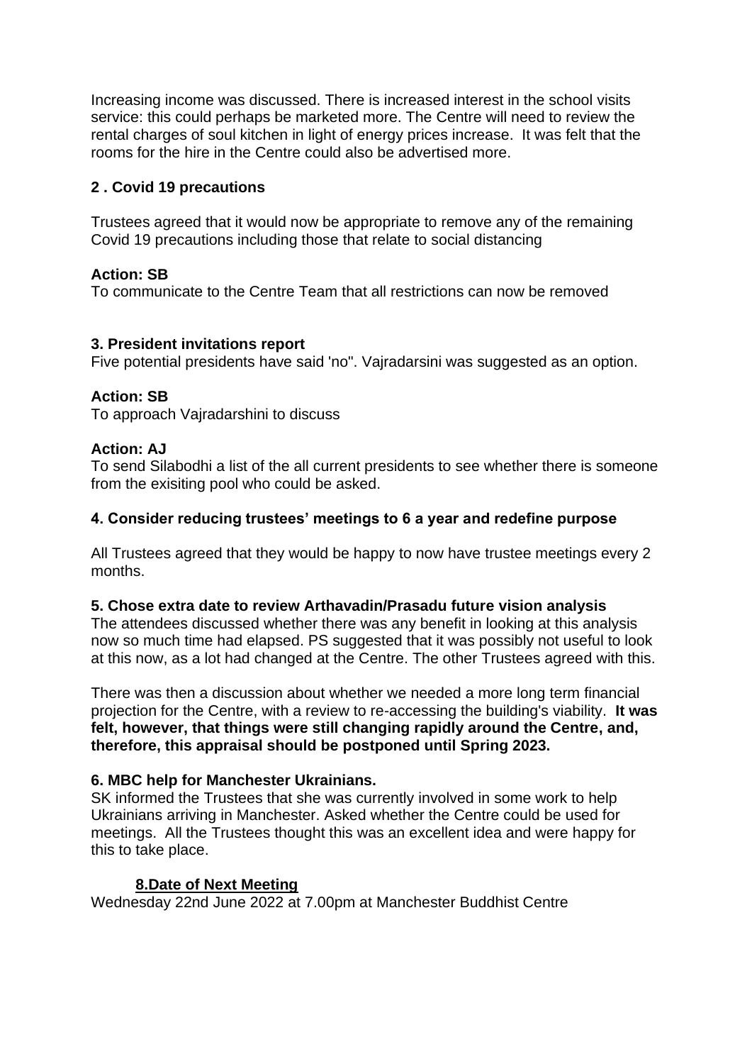Increasing income was discussed. There is increased interest in the school visits service: this could perhaps be marketed more. The Centre will need to review the rental charges of soul kitchen in light of energy prices increase. It was felt that the rooms for the hire in the Centre could also be advertised more.

### 2 . Covid 19 precautions

Trustees agreed that it would now be appropriate to remove any of the remaining Covid 19 precautions including those that relate to social distancing

**Action: SB**
To communicate to the Centre Team that all restrictions can now be removed

### 3. President invitations report

Five potential presidents have said 'no". Vajradarsini was suggested as an option.

**Action: SB**
To approach Vajradarshini to discuss

**Action: AJ**
To send Silabodhi a list of the all current presidents to see whether there is someone from the exisiting pool who could be asked.

### 4. Consider reducing trustees' meetings to 6 a year and redefine purpose

All Trustees agreed that they would be happy to now have trustee meetings every 2 months.

### 5. Chose extra date to review Arthavadin/Prasadu future vision analysis

The attendees discussed whether there was any benefit in looking at this analysis now so much time had elapsed. PS suggested that it was possibly not useful to look at this now, as a lot had changed at the Centre. The other Trustees agreed with this.

There was then a discussion about whether we needed a more long term financial projection for the Centre, with a review to re-accessing the building's viability. **It was felt, however, that things were still changing rapidly around the Centre, and, therefore, this appraisal should be postponed until Spring 2023.**

### 6. MBC help for Manchester Ukrainians.

SK informed the Trustees that she was currently involved in some work to help Ukrainians arriving in Manchester. Asked whether the Centre could be used for meetings. All the Trustees thought this was an excellent idea and were happy for this to take place.

### 8.Date of Next Meeting

Wednesday 22nd June 2022 at 7.00pm at Manchester Buddhist Centre